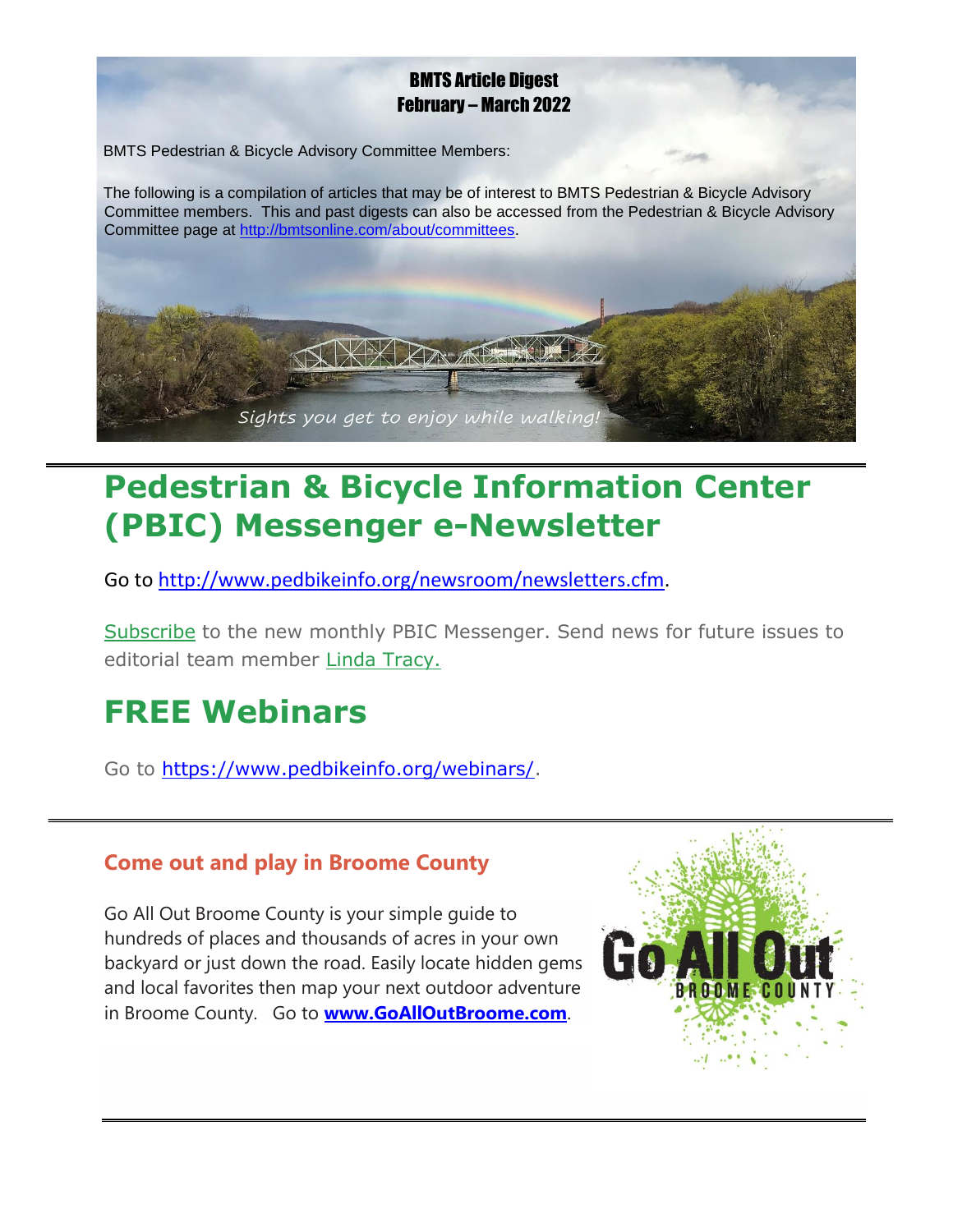# BMTS Article Digest
# February – March 2022

BMTS Pedestrian & Bicycle Advisory Committee Members:

The following is a compilation of articles that may be of interest to BMTS Pedestrian & Bicycle Advisory Committee members. This and past digests can also be accessed from the Pedestrian & Bicycle Advisory Committee page at http://bmtsonline.com/about/committees.

*Sights you get to enjoy while walking!*

---

## Pedestrian & Bicycle Information Center (PBIC) Messenger e-Newsletter

Go to http://www.pedbikeinfo.org/newsroom/newsletters.cfm.

Subscribe to the new monthly PBIC Messenger. Send news for future issues to editorial team member Linda Tracy.

## FREE Webinars

Go to https://www.pedbikeinfo.org/webinars/.

---

### Come out and play in Broome County

Go All Out Broome County is your simple guide to hundreds of places and thousands of acres in your own backyard or just down the road. Easily locate hidden gems and local favorites then map your next outdoor adventure in Broome County. Go to **www.GoAllOutBroome.com**.

Go All Out BROOME COUNTY

---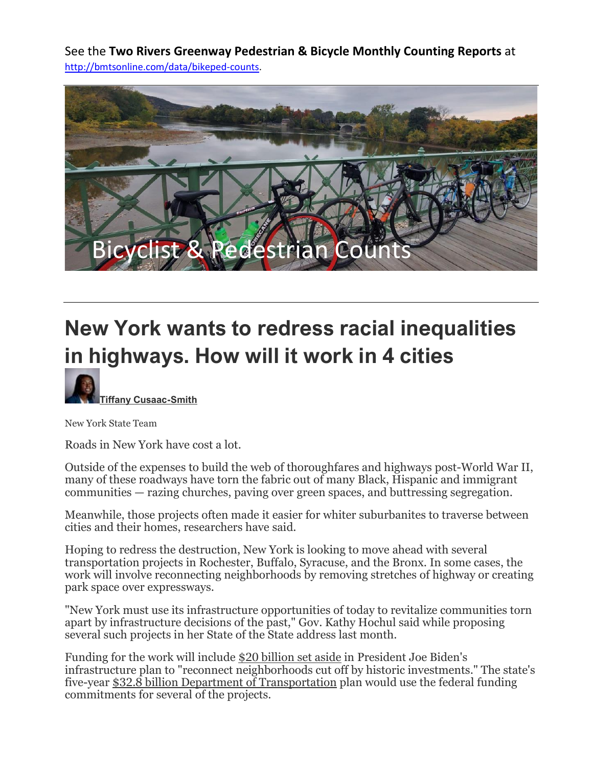See the **Two Rivers Greenway Pedestrian & Bicycle Monthly Counting Reports** at http://bmtsonline.com/data/bikeped-counts.

Bicyclist & Pedestrian Counts

---

# New York wants to redress racial inequalities in highways. How will it work in 4 cities

**Tiffany Cusaac-Smith**

New York State Team

Roads in New York have cost a lot.

Outside of the expenses to build the web of thoroughfares and highways post-World War II, many of these roadways have torn the fabric out of many Black, Hispanic and immigrant communities — razing churches, paving over green spaces, and buttressing segregation.

Meanwhile, those projects often made it easier for whiter suburbanites to traverse between cities and their homes, researchers have said.

Hoping to redress the destruction, New York is looking to move ahead with several transportation projects in Rochester, Buffalo, Syracuse, and the Bronx. In some cases, the work will involve reconnecting neighborhoods by removing stretches of highway or creating park space over expressways.

"New York must use its infrastructure opportunities of today to revitalize communities torn apart by infrastructure decisions of the past," Gov. Kathy Hochul said while proposing several such projects in her State of the State address last month.

Funding for the work will include $20 billion set aside in President Joe Biden's infrastructure plan to "reconnect neighborhoods cut off by historic investments." The state's five-year $32.8 billion Department of Transportation plan would use the federal funding commitments for several of the projects.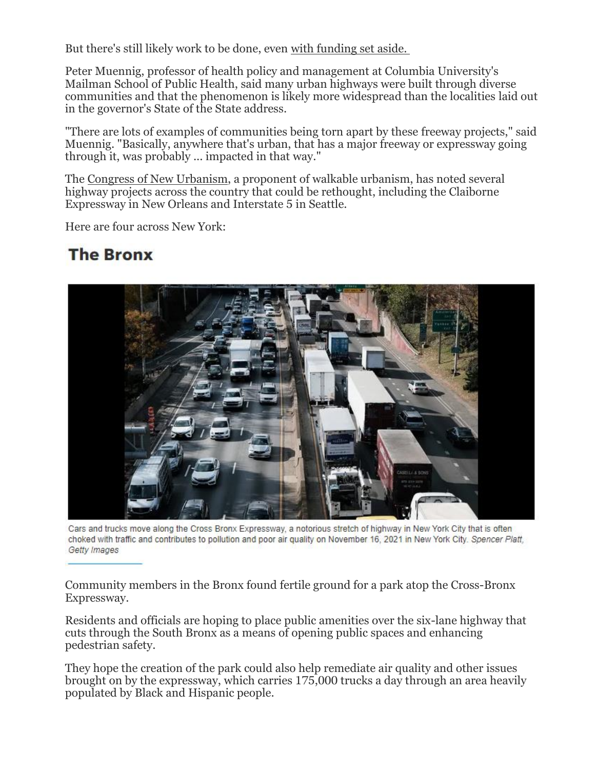But there's still likely work to be done, even with funding set aside.

Peter Muennig, professor of health policy and management at Columbia University's Mailman School of Public Health, said many urban highways were built through diverse communities and that the phenomenon is likely more widespread than the localities laid out in the governor's State of the State address.

"There are lots of examples of communities being torn apart by these freeway projects," said Muennig. "Basically, anywhere that's urban, that has a major freeway or expressway going through it, was probably ... impacted in that way."

The Congress of New Urbanism, a proponent of walkable urbanism, has noted several highway projects across the country that could be rethought, including the Claiborne Expressway in New Orleans and Interstate 5 in Seattle.

Here are four across New York:

## The Bronx

Cars and trucks move along the Cross Bronx Expressway, a notorious stretch of highway in New York City that is often choked with traffic and contributes to pollution and poor air quality on November 16, 2021 in New York City. *Spencer Platt, Getty Images*

Community members in the Bronx found fertile ground for a park atop the Cross-Bronx Expressway.

Residents and officials are hoping to place public amenities over the six-lane highway that cuts through the South Bronx as a means of opening public spaces and enhancing pedestrian safety.

They hope the creation of the park could also help remediate air quality and other issues brought on by the expressway, which carries 175,000 trucks a day through an area heavily populated by Black and Hispanic people.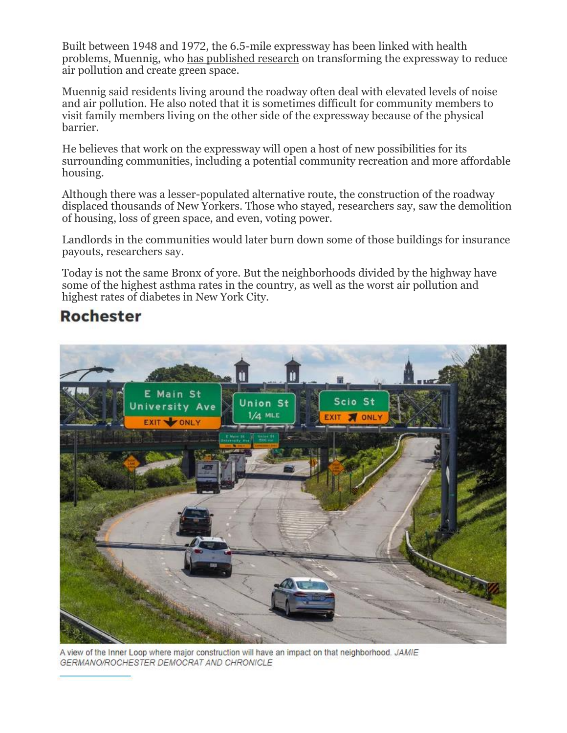Built between 1948 and 1972, the 6.5-mile expressway has been linked with health problems, Muennig, who has published research on transforming the expressway to reduce air pollution and create green space.

Muennig said residents living around the roadway often deal with elevated levels of noise and air pollution. He also noted that it is sometimes difficult for community members to visit family members living on the other side of the expressway because of the physical barrier.

He believes that work on the expressway will open a host of new possibilities for its surrounding communities, including a potential community recreation and more affordable housing.

Although there was a lesser-populated alternative route, the construction of the roadway displaced thousands of New Yorkers. Those who stayed, researchers say, saw the demolition of housing, loss of green space, and even, voting power.

Landlords in the communities would later burn down some of those buildings for insurance payouts, researchers say.

Today is not the same Bronx of yore. But the neighborhoods divided by the highway have some of the highest asthma rates in the country, as well as the worst air pollution and highest rates of diabetes in New York City.

## Rochester

A view of the Inner Loop where major construction will have an impact on that neighborhood. *JAMIE GERMANO/ROCHESTER DEMOCRAT AND CHRONICLE*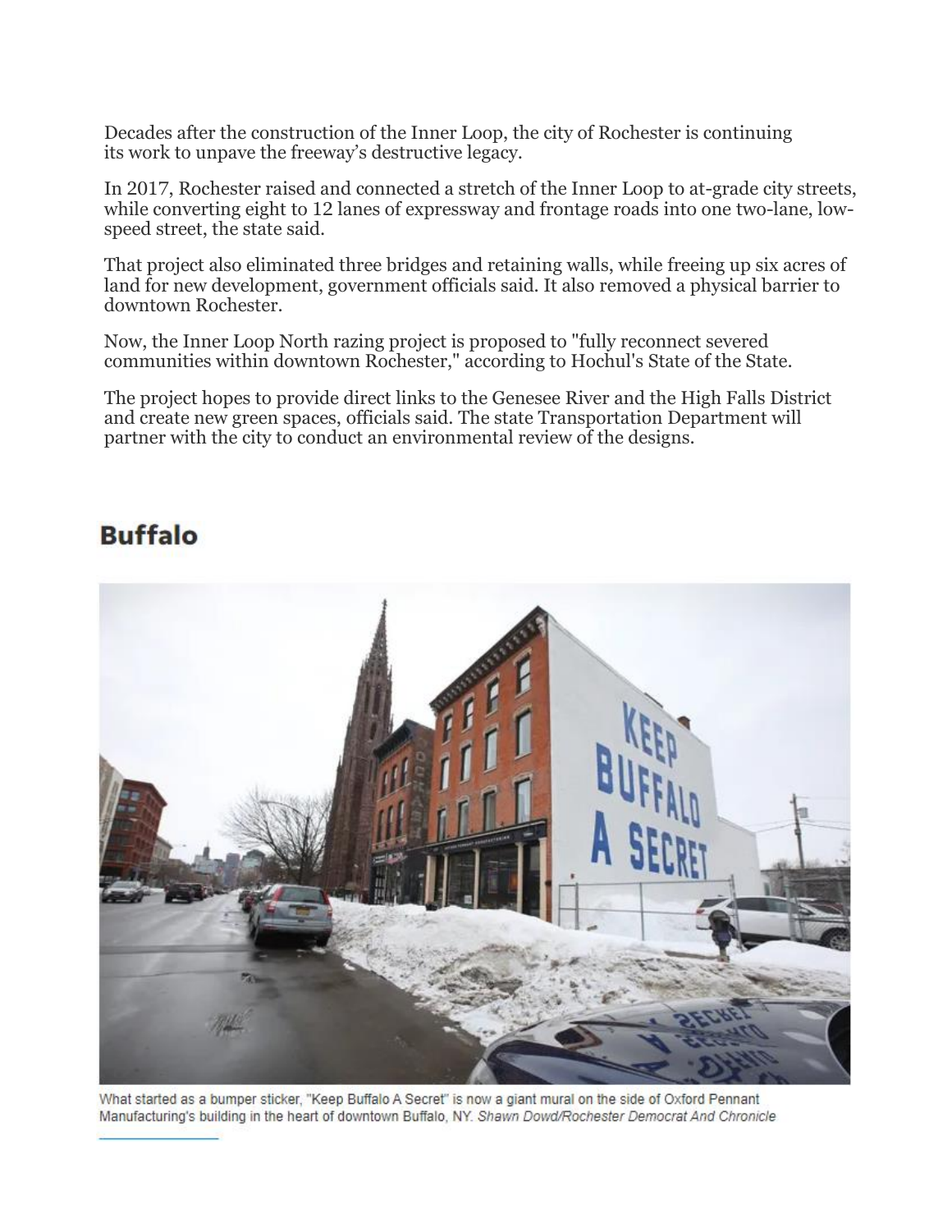Decades after the construction of the Inner Loop, the city of Rochester is continuing its work to unpave the freeway's destructive legacy.

In 2017, Rochester raised and connected a stretch of the Inner Loop to at-grade city streets, while converting eight to 12 lanes of expressway and frontage roads into one two-lane, low-speed street, the state said.

That project also eliminated three bridges and retaining walls, while freeing up six acres of land for new development, government officials said. It also removed a physical barrier to downtown Rochester.

Now, the Inner Loop North razing project is proposed to "fully reconnect severed communities within downtown Rochester," according to Hochul's State of the State.

The project hopes to provide direct links to the Genesee River and the High Falls District and create new green spaces, officials said. The state Transportation Department will partner with the city to conduct an environmental review of the designs.

## Buffalo

What started as a bumper sticker, "Keep Buffalo A Secret" is now a giant mural on the side of Oxford Pennant Manufacturing's building in the heart of downtown Buffalo, NY. *Shawn Dowd/Rochester Democrat And Chronicle*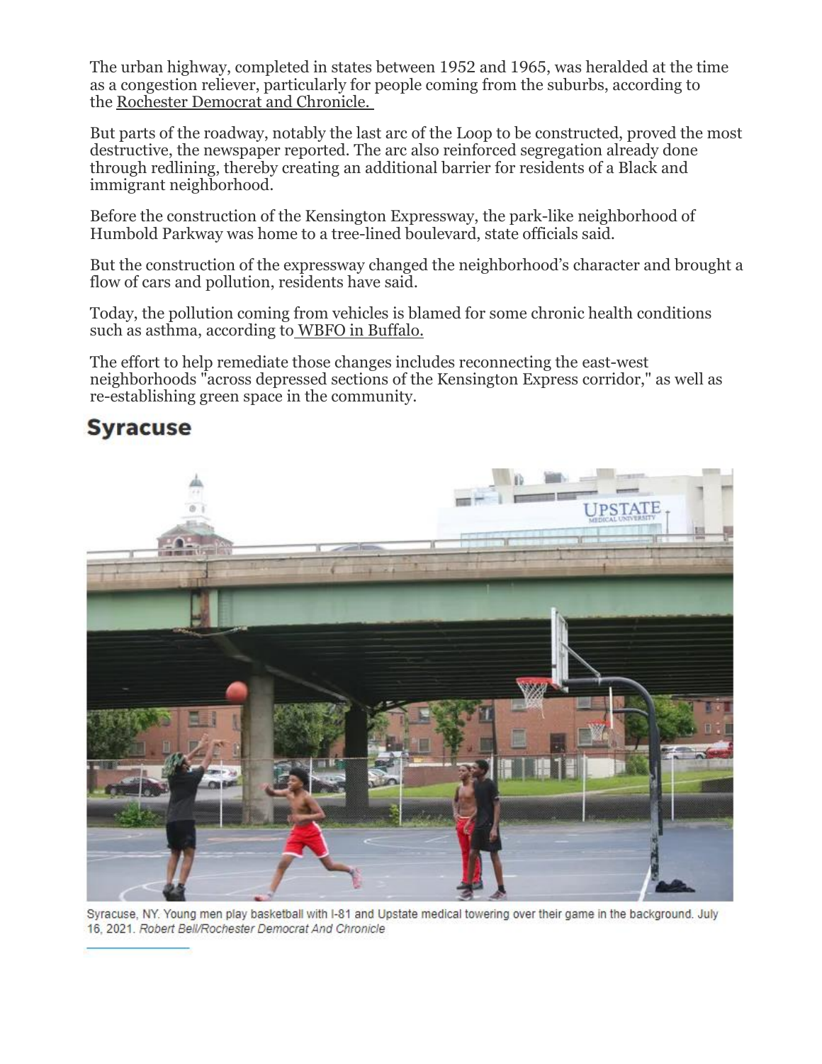The urban highway, completed in states between 1952 and 1965, was heralded at the time as a congestion reliever, particularly for people coming from the suburbs, according to the Rochester Democrat and Chronicle.

But parts of the roadway, notably the last arc of the Loop to be constructed, proved the most destructive, the newspaper reported. The arc also reinforced segregation already done through redlining, thereby creating an additional barrier for residents of a Black and immigrant neighborhood.

Before the construction of the Kensington Expressway, the park-like neighborhood of Humbold Parkway was home to a tree-lined boulevard, state officials said.

But the construction of the expressway changed the neighborhood's character and brought a flow of cars and pollution, residents have said.

Today, the pollution coming from vehicles is blamed for some chronic health conditions such as asthma, according to WBFO in Buffalo.

The effort to help remediate those changes includes reconnecting the east-west neighborhoods "across depressed sections of the Kensington Express corridor," as well as re-establishing green space in the community.

## Syracuse

Syracuse, NY. Young men play basketball with I-81 and Upstate medical towering over their game in the background. July 16, 2021. *Robert Bell/Rochester Democrat And Chronicle*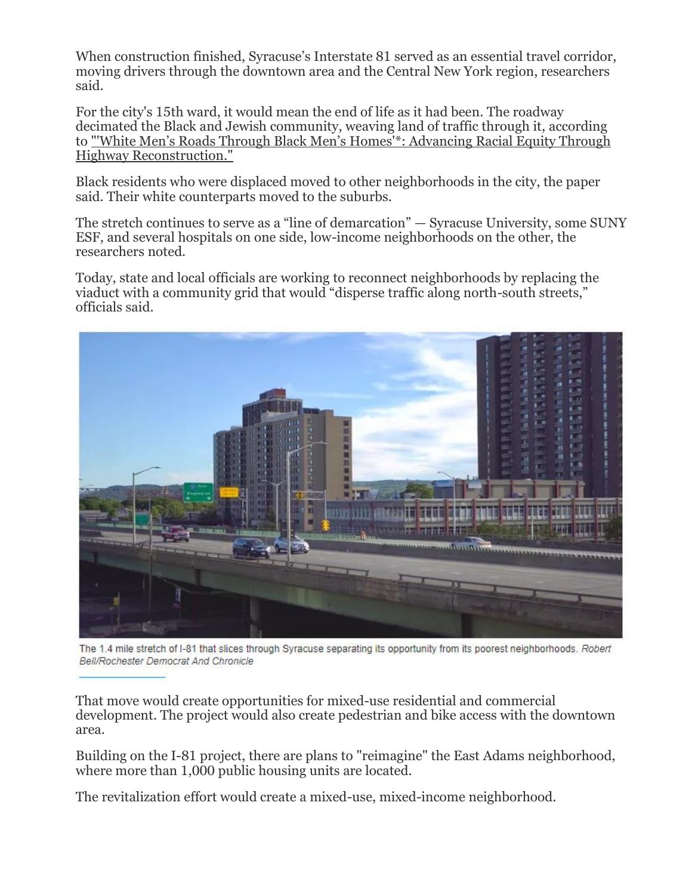When construction finished, Syracuse's Interstate 81 served as an essential travel corridor, moving drivers through the downtown area and the Central New York region, researchers said.

For the city's 15th ward, it would mean the end of life as it had been. The roadway decimated the Black and Jewish community, weaving land of traffic through it, according to "'White Men's Roads Through Black Men's Homes'*: Advancing Racial Equity Through Highway Reconstruction."

Black residents who were displaced moved to other neighborhoods in the city, the paper said. Their white counterparts moved to the suburbs.

The stretch continues to serve as a "line of demarcation" — Syracuse University, some SUNY ESF, and several hospitals on one side, low-income neighborhoods on the other, the researchers noted.

Today, state and local officials are working to reconnect neighborhoods by replacing the viaduct with a community grid that would "disperse traffic along north-south streets," officials said.

The 1.4 mile stretch of I-81 that slices through Syracuse separating its opportunity from its poorest neighborhoods. *Robert Bell/Rochester Democrat And Chronicle*

That move would create opportunities for mixed-use residential and commercial development. The project would also create pedestrian and bike access with the downtown area.

Building on the I-81 project, there are plans to "reimagine" the East Adams neighborhood, where more than 1,000 public housing units are located.

The revitalization effort would create a mixed-use, mixed-income neighborhood.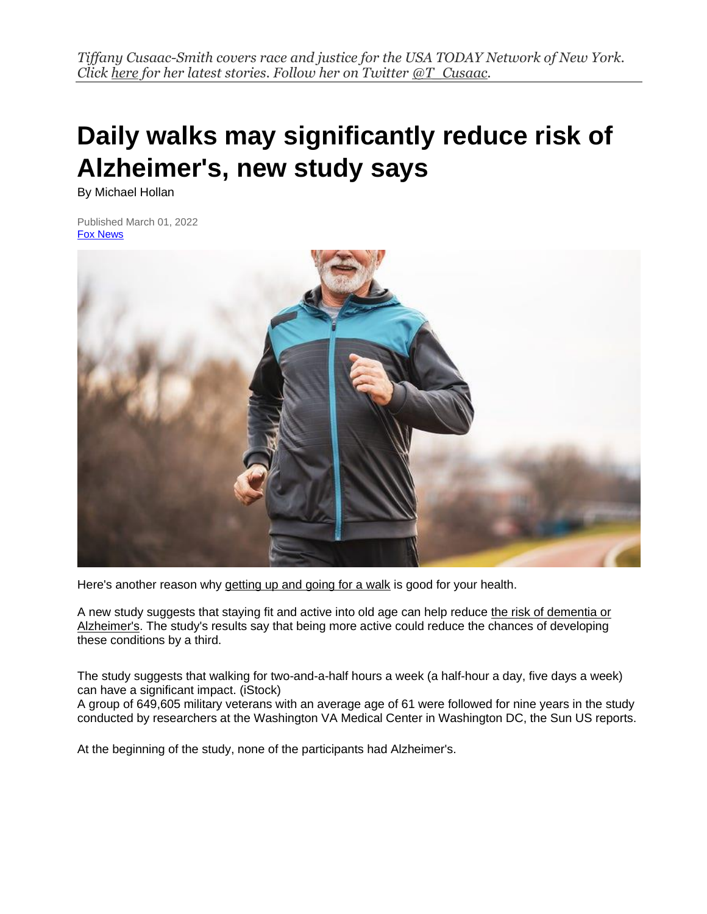*Tiffany Cusaac-Smith covers race and justice for the USA TODAY Network of New York. Click here for her latest stories. Follow her on Twitter @T_Cusaac.*

# Daily walks may significantly reduce risk of Alzheimer's, new study says

By Michael Hollan

Published March 01, 2022
Fox News

Here's another reason why getting up and going for a walk is good for your health.

A new study suggests that staying fit and active into old age can help reduce the risk of dementia or Alzheimer's. The study's results say that being more active could reduce the chances of developing these conditions by a third.

The study suggests that walking for two-and-a-half hours a week (a half-hour a day, five days a week) can have a significant impact. (iStock)

A group of 649,605 military veterans with an average age of 61 were followed for nine years in the study conducted by researchers at the Washington VA Medical Center in Washington DC, the Sun US reports.

At the beginning of the study, none of the participants had Alzheimer's.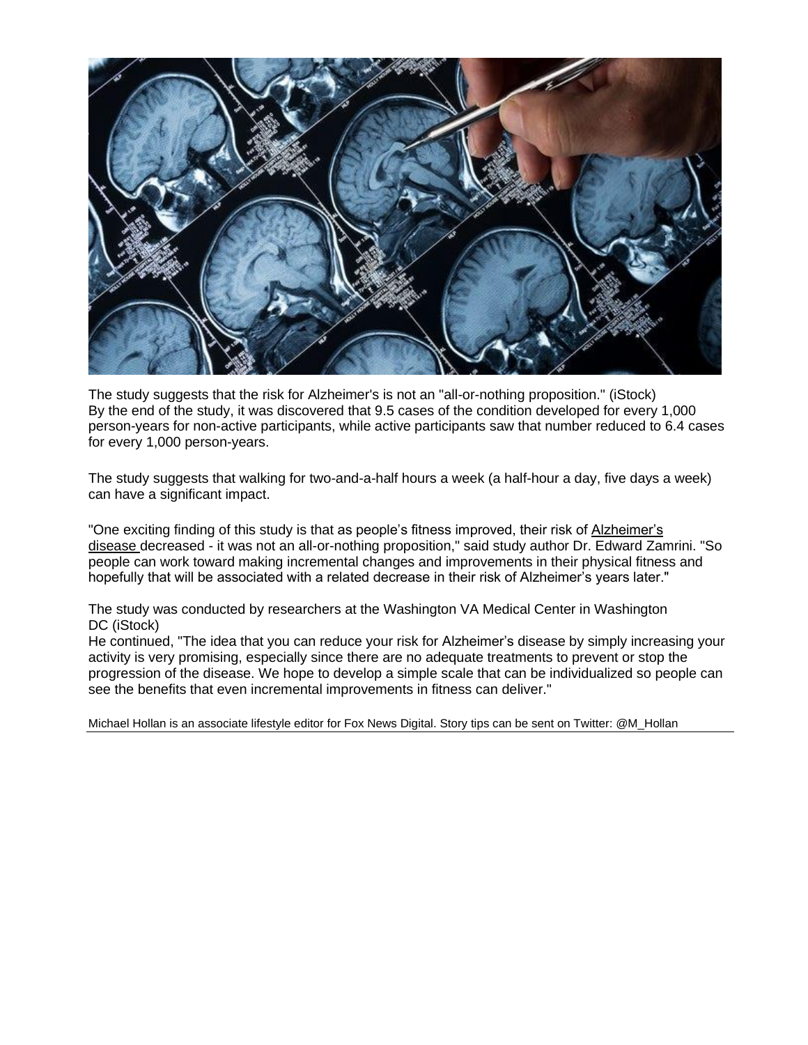The study suggests that the risk for Alzheimer's is not an "all-or-nothing proposition." (iStock)

By the end of the study, it was discovered that 9.5 cases of the condition developed for every 1,000 person-years for non-active participants, while active participants saw that number reduced to 6.4 cases for every 1,000 person-years.

The study suggests that walking for two-and-a-half hours a week (a half-hour a day, five days a week) can have a significant impact.

"One exciting finding of this study is that as people's fitness improved, their risk of Alzheimer's disease decreased - it was not an all-or-nothing proposition," said study author Dr. Edward Zamrini. "So people can work toward making incremental changes and improvements in their physical fitness and hopefully that will be associated with a related decrease in their risk of Alzheimer's years later."

The study was conducted by researchers at the Washington VA Medical Center in Washington DC (iStock)

He continued, "The idea that you can reduce your risk for Alzheimer's disease by simply increasing your activity is very promising, especially since there are no adequate treatments to prevent or stop the progression of the disease. We hope to develop a simple scale that can be individualized so people can see the benefits that even incremental improvements in fitness can deliver."

Michael Hollan is an associate lifestyle editor for Fox News Digital. Story tips can be sent on Twitter: @M_Hollan